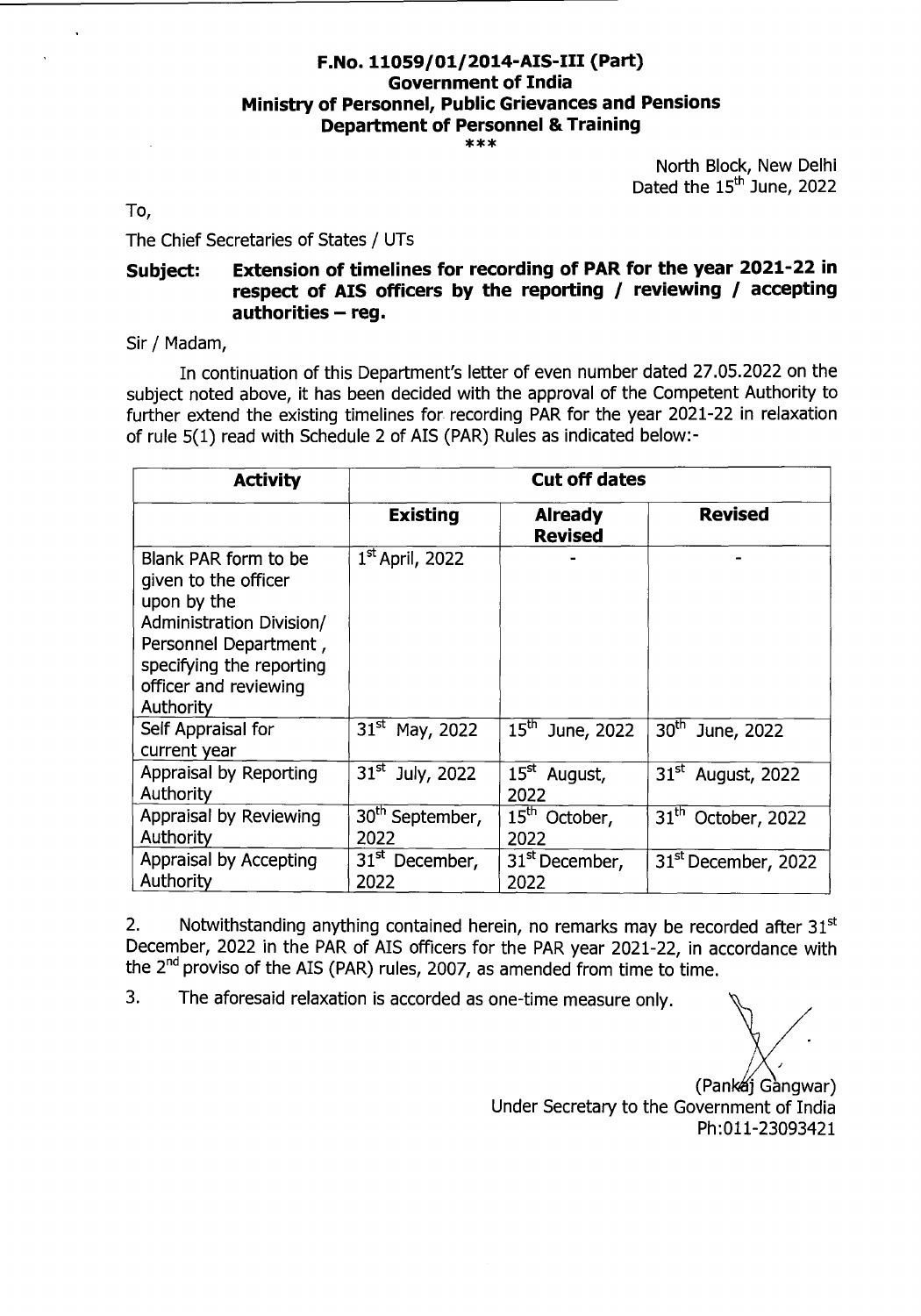**F.No. 11059/01/2014-AIS-III (Part)**
**Government of India**
**Ministry of Personnel, Public Grievances and Pensions**
**Department of Personnel & Training**

\*\*\*

North Block, New Delhi
Dated the 15th June, 2022

To,

The Chief Secretaries of States / UTs

**Subject: Extension of timelines for recording of PAR for the year 2021-22 in respect of AIS officers by the reporting / reviewing / accepting authorities – reg.**

Sir / Madam,

In continuation of this Department's letter of even number dated 27.05.2022 on the subject noted above, it has been decided with the approval of the Competent Authority to further extend the existing timelines for recording PAR for the year 2021-22 in relaxation of rule 5(1) read with Schedule 2 of AIS (PAR) Rules as indicated below:-

| **Activity** | **Cut off dates** | | |
|---|---|---|---|
| | **Existing** | **Already Revised** | **Revised** |
| Blank PAR form to be given to the officer upon by the Administration Division/ Personnel Department, specifying the reporting officer and reviewing Authority | 1st April, 2022 | - | - |
| Self Appraisal for current year | 31st May, 2022 | 15th June, 2022 | 30th June, 2022 |
| Appraisal by Reporting Authority | 31st July, 2022 | 15st August, 2022 | 31st August, 2022 |
| Appraisal by Reviewing Authority | 30th September, 2022 | 15th October, 2022 | 31th October, 2022 |
| Appraisal by Accepting Authority | 31st December, 2022 | 31st December, 2022 | 31st December, 2022 |

2. Notwithstanding anything contained herein, no remarks may be recorded after 31st December, 2022 in the PAR of AIS officers for the PAR year 2021-22, in accordance with the 2nd proviso of the AIS (PAR) rules, 2007, as amended from time to time.

3. The aforesaid relaxation is accorded as one-time measure only.

(Pankaj Gangwar)
Under Secretary to the Government of India
Ph:011-23093421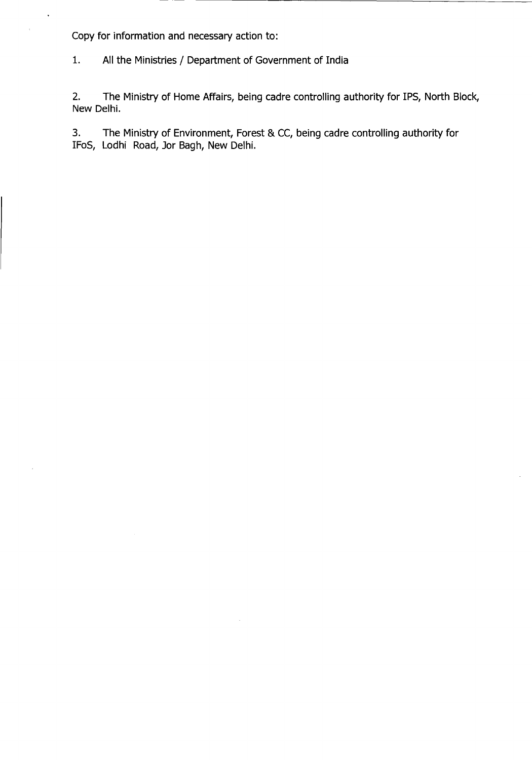Copy for information and necessary action to:

1. All the Ministries / Department of Government of India

2. The Ministry of Home Affairs, being cadre controlling authority for IPS, North Block, New Delhi.

3. The Ministry of Environment, Forest & CC, being cadre controlling authority for IFoS, Lodhi Road, Jor Bagh, New Delhi.